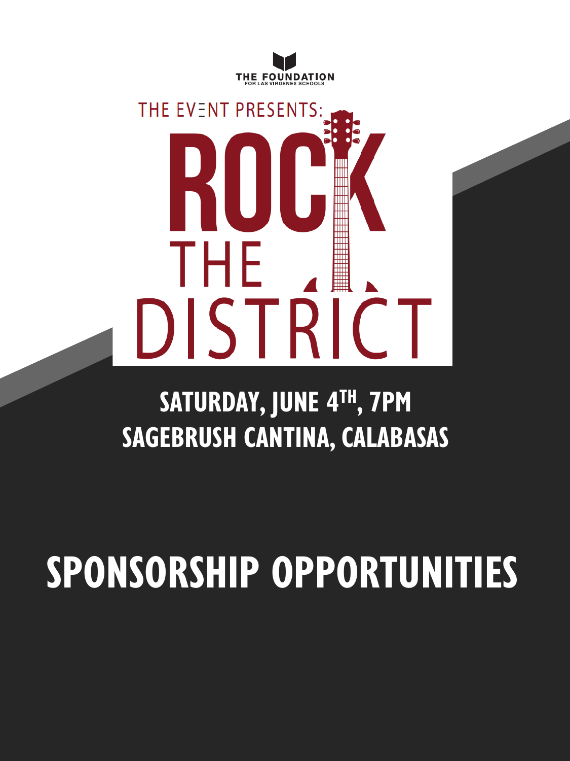THE FOUNDATION
FOR LAS VIRGENES SCHOOLS

THE EVENT PRESENTS:

# ROCK THE DISTRICT

**SATURDAY, JUNE 4TH, 7PM**
**SAGEBRUSH CANTINA, CALABASAS**

# SPONSORSHIP OPPORTUNITIES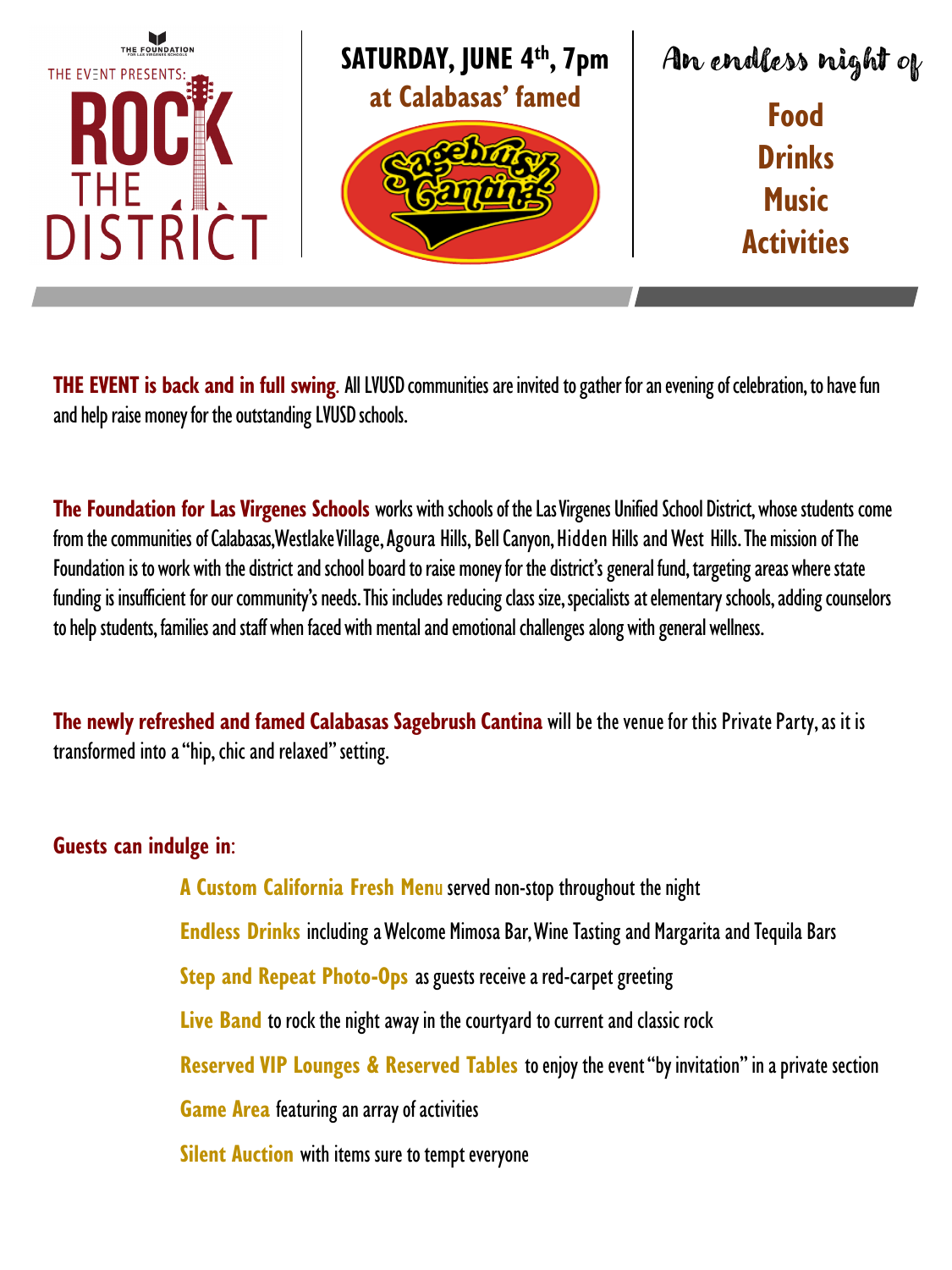THE FOUNDATION FOR LAS VIRGENES SCHOOLS

THE EVENT PRESENTS:

# ROCK THE DISTRICT

**SATURDAY, JUNE 4th, 7pm**

**at Calabasas' famed**

Sagebrush Cantina

An endless night of

**Food**
**Drinks**
**Music**
**Activities**

**THE EVENT is back and in full swing**. All LVUSD communities are invited to gather for an evening of celebration, to have fun and help raise money for the outstanding LVUSD schools.

**The Foundation for Las Virgenes Schools** works with schools of the Las Virgenes Unified School District, whose students come from the communities of Calabasas, Westlake Village, Agoura Hills, Bell Canyon, Hidden Hills and West Hills. The mission of The Foundation is to work with the district and school board to raise money for the district's general fund, targeting areas where state funding is insufficient for our community's needs. This includes reducing class size, specialists at elementary schools, adding counselors to help students, families and staff when faced with mental and emotional challenges along with general wellness.

**The newly refreshed and famed Calabasas Sagebrush Cantina** will be the venue for this Private Party, as it is transformed into a "hip, chic and relaxed" setting.

**Guests can indulge in**:

- **A Custom California Fresh Menu** served non-stop throughout the night
- **Endless Drinks** including a Welcome Mimosa Bar, Wine Tasting and Margarita and Tequila Bars
- **Step and Repeat Photo-Ops** as guests receive a red-carpet greeting
- **Live Band** to rock the night away in the courtyard to current and classic rock
- **Reserved VIP Lounges & Reserved Tables** to enjoy the event "by invitation" in a private section
- **Game Area** featuring an array of activities
- **Silent Auction** with items sure to tempt everyone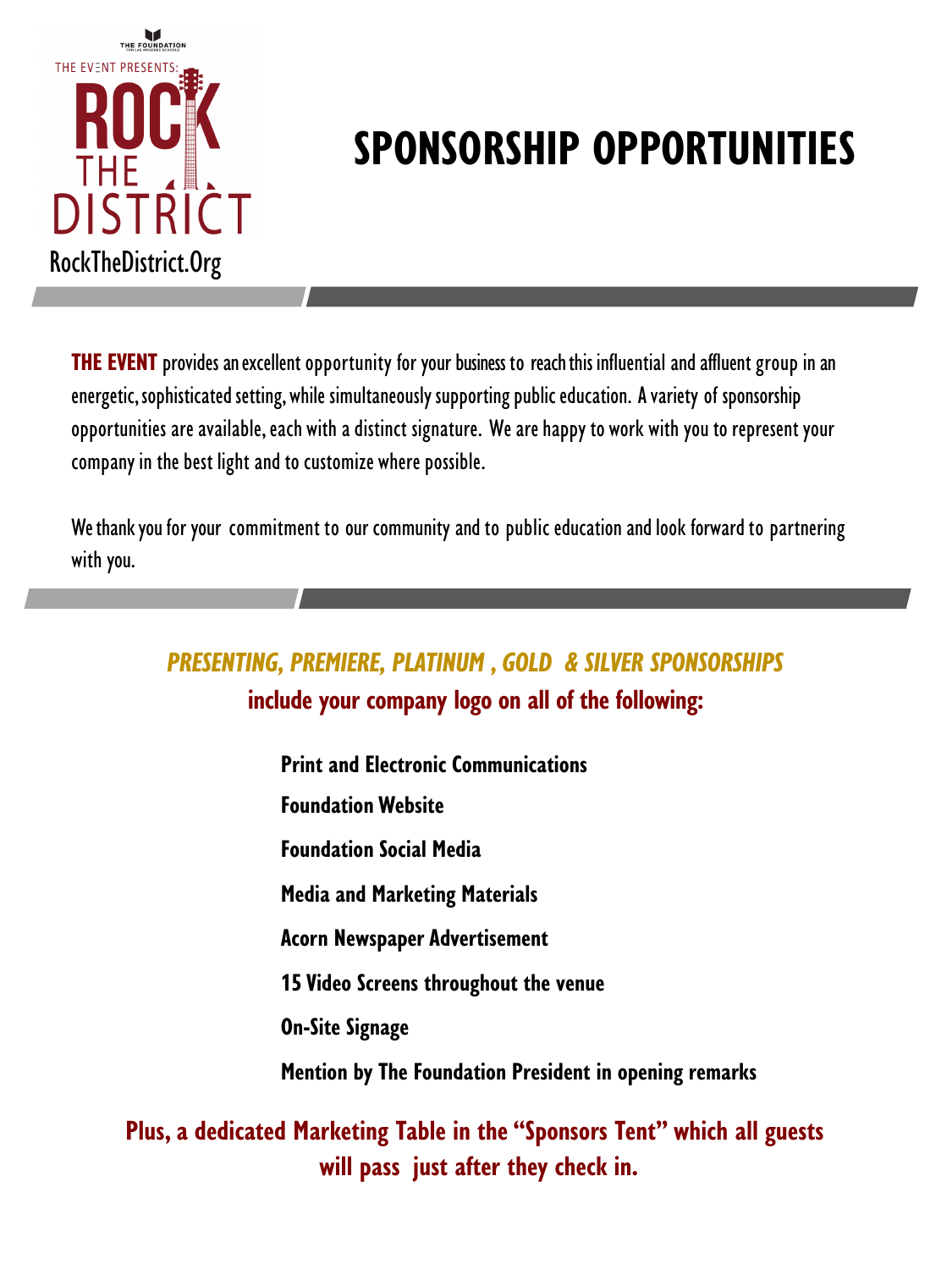THE FOUNDATION

THE EVENT PRESENTS:

ROCK THE DISTRICT

RockTheDistrict.Org

# SPONSORSHIP OPPORTUNITIES

**THE EVENT** provides an excellent opportunity for your business to reach this influential and affluent group in an energetic, sophisticated setting, while simultaneously supporting public education. A variety of sponsorship opportunities are available, each with a distinct signature. We are happy to work with you to represent your company in the best light and to customize where possible.

We thank you for your commitment to our community and to public education and look forward to partnering with you.

## *PRESENTING, PREMIERE, PLATINUM , GOLD & SILVER SPONSORSHIPS*

**include your company logo on all of the following:**

**Print and Electronic Communications**

**Foundation Website**

**Foundation Social Media**

**Media and Marketing Materials**

**Acorn Newspaper Advertisement**

**15 Video Screens throughout the venue**

**On-Site Signage**

**Mention by The Foundation President in opening remarks**

**Plus, a dedicated Marketing Table in the "Sponsors Tent" which all guests will pass just after they check in.**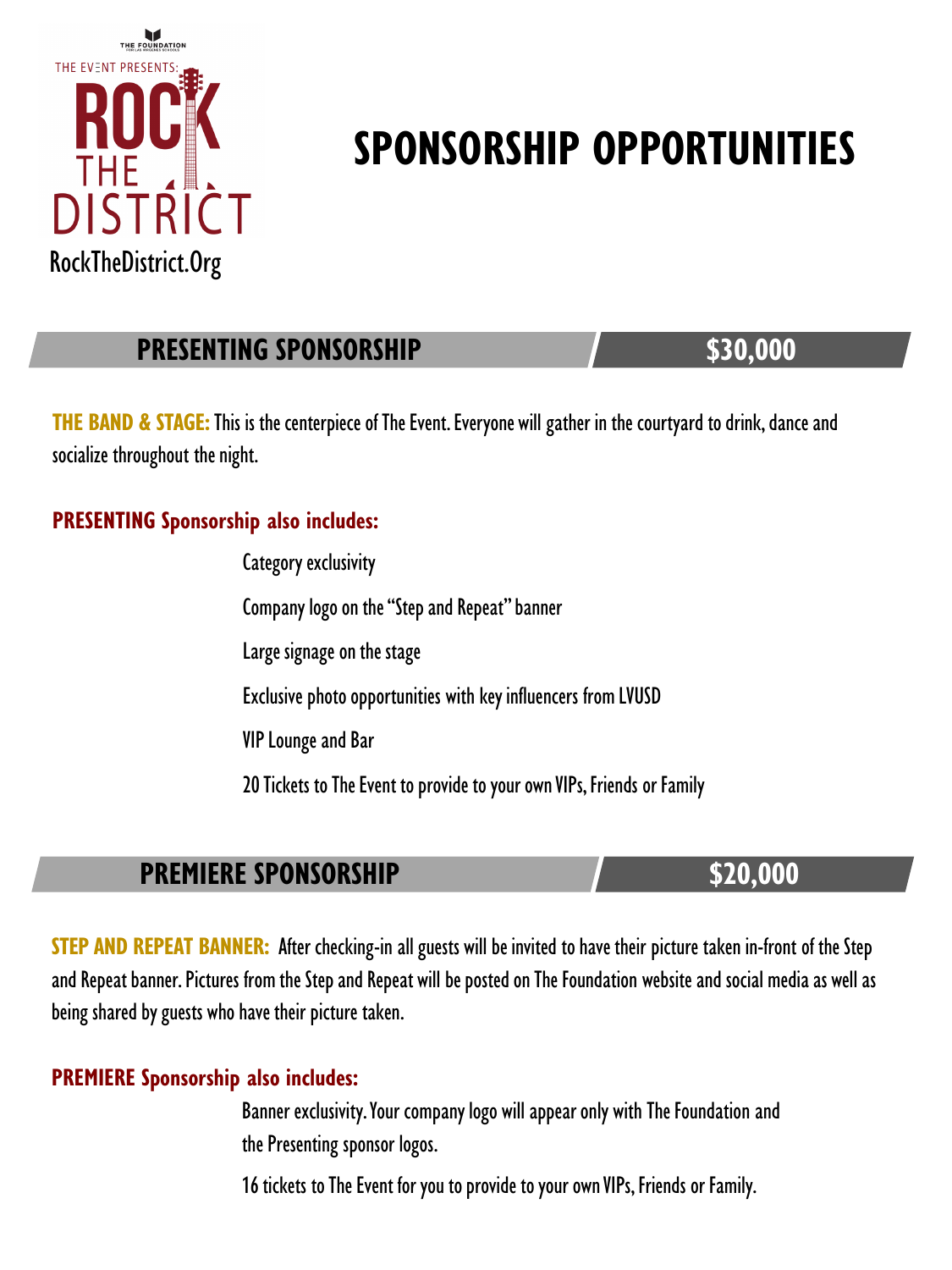THE FOUNDATION

THE EVENT PRESENTS:

ROCK THE DISTRICT

RockTheDistrict.Org

# SPONSORSHIP OPPORTUNITIES

## PRESENTING SPONSORSHIP — $30,000

**THE BAND & STAGE:** This is the centerpiece of The Event. Everyone will gather in the courtyard to drink, dance and socialize throughout the night.

**PRESENTING Sponsorship also includes:**

- Category exclusivity
- Company logo on the "Step and Repeat" banner
- Large signage on the stage
- Exclusive photo opportunities with key influencers from LVUSD
- VIP Lounge and Bar
- 20 Tickets to The Event to provide to your own VIPs, Friends or Family

## PREMIERE SPONSORSHIP — $20,000

**STEP AND REPEAT BANNER:** After checking-in all guests will be invited to have their picture taken in-front of the Step and Repeat banner. Pictures from the Step and Repeat will be posted on The Foundation website and social media as well as being shared by guests who have their picture taken.

**PREMIERE Sponsorship also includes:**

- Banner exclusivity. Your company logo will appear only with The Foundation and the Presenting sponsor logos.
- 16 tickets to The Event for you to provide to your own VIPs, Friends or Family.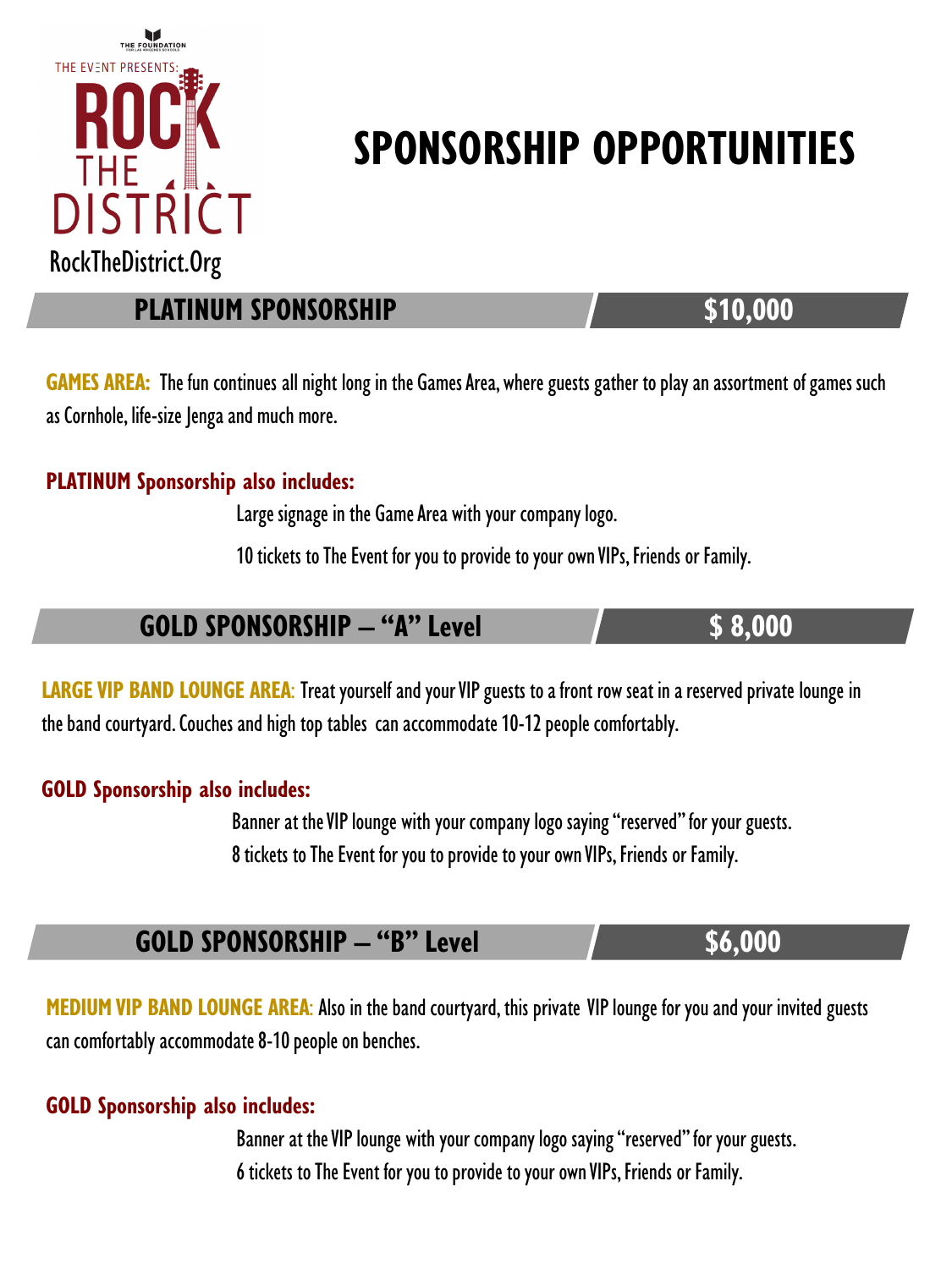THE FOUNDATION

THE EVENT PRESENTS:

ROCK THE DISTRICT

RockTheDistrict.Org

# SPONSORSHIP OPPORTUNITIES

## PLATINUM SPONSORSHIP — $10,000

**GAMES AREA:** The fun continues all night long in the Games Area, where guests gather to play an assortment of games such as Cornhole, life-size Jenga and much more.

**PLATINUM Sponsorship also includes:**

Large signage in the Game Area with your company logo.

10 tickets to The Event for you to provide to your own VIPs, Friends or Family.

## GOLD SPONSORSHIP – "A" Level — $ 8,000

**LARGE VIP BAND LOUNGE AREA**: Treat yourself and your VIP guests to a front row seat in a reserved private lounge in the band courtyard. Couches and high top tables can accommodate 10-12 people comfortably.

**GOLD Sponsorship also includes:**

Banner at the VIP lounge with your company logo saying "reserved" for your guests.

8 tickets to The Event for you to provide to your own VIPs, Friends or Family.

## GOLD SPONSORSHIP – "B" Level — $6,000

**MEDIUM VIP BAND LOUNGE AREA**: Also in the band courtyard, this private VIP lounge for you and your invited guests can comfortably accommodate 8-10 people on benches.

**GOLD Sponsorship also includes:**

Banner at the VIP lounge with your company logo saying "reserved" for your guests.

6 tickets to The Event for you to provide to your own VIPs, Friends or Family.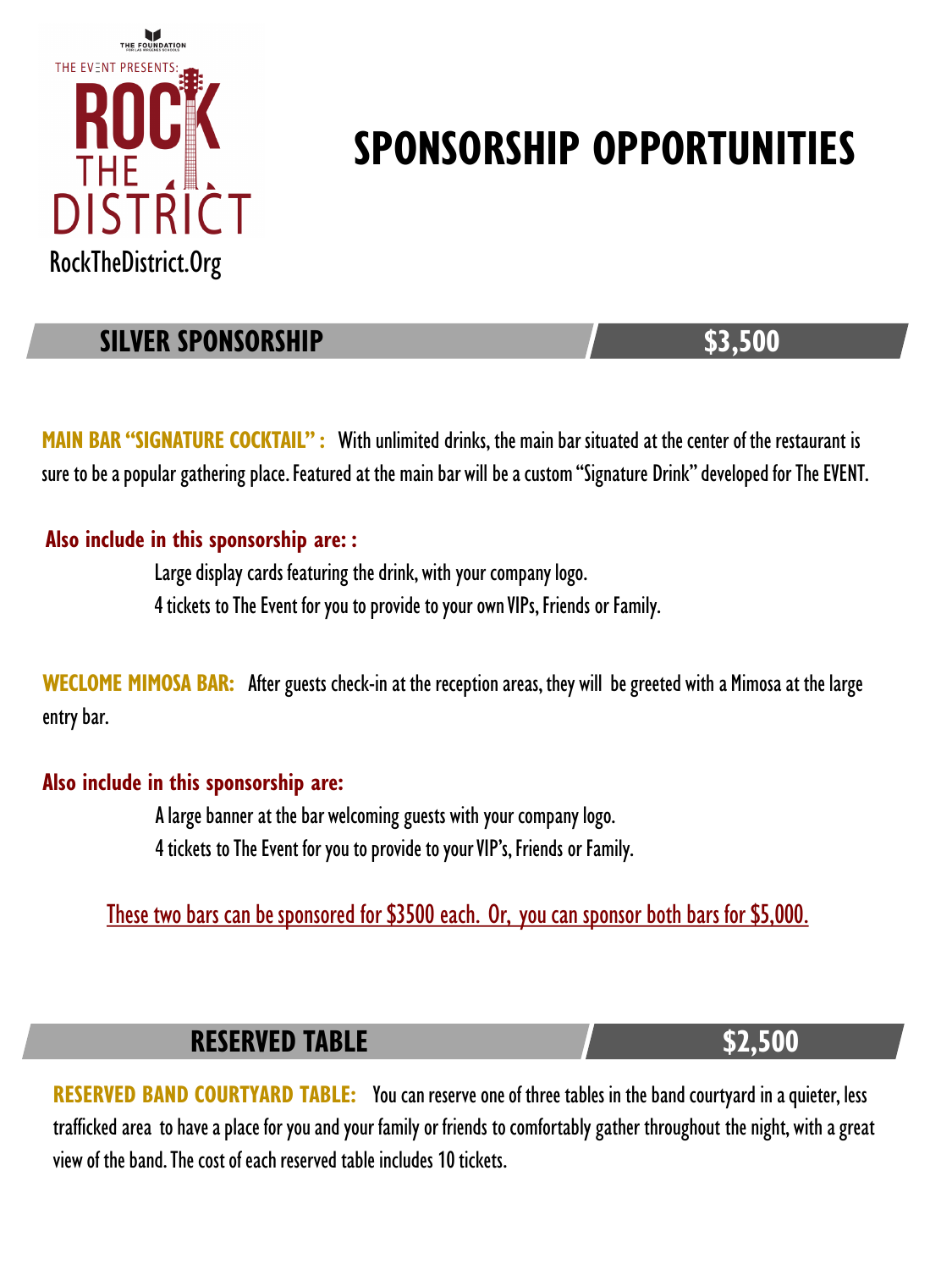THE FOUNDATION

THE EVENT PRESENTS:

ROCK THE DISTRICT

RockTheDistrict.Org

# SPONSORSHIP OPPORTUNITIES

## SILVER SPONSORSHIP — $3,500

**MAIN BAR "SIGNATURE COCKTAIL" :** With unlimited drinks, the main bar situated at the center of the restaurant is sure to be a popular gathering place. Featured at the main bar will be a custom "Signature Drink" developed for The EVENT.

**Also include in this sponsorship are: :**

Large display cards featuring the drink, with your company logo.
4 tickets to The Event for you to provide to your own VIPs, Friends or Family.

**WECLOME MIMOSA BAR:** After guests check-in at the reception areas, they will be greeted with a Mimosa at the large entry bar.

**Also include in this sponsorship are:**

A large banner at the bar welcoming guests with your company logo.
4 tickets to The Event for you to provide to your VIP's, Friends or Family.

These two bars can be sponsored for $3500 each. Or, you can sponsor both bars for $5,000.

## RESERVED TABLE — $2,500

**RESERVED BAND COURTYARD TABLE:** You can reserve one of three tables in the band courtyard in a quieter, less trafficked area to have a place for you and your family or friends to comfortably gather throughout the night, with a great view of the band. The cost of each reserved table includes 10 tickets.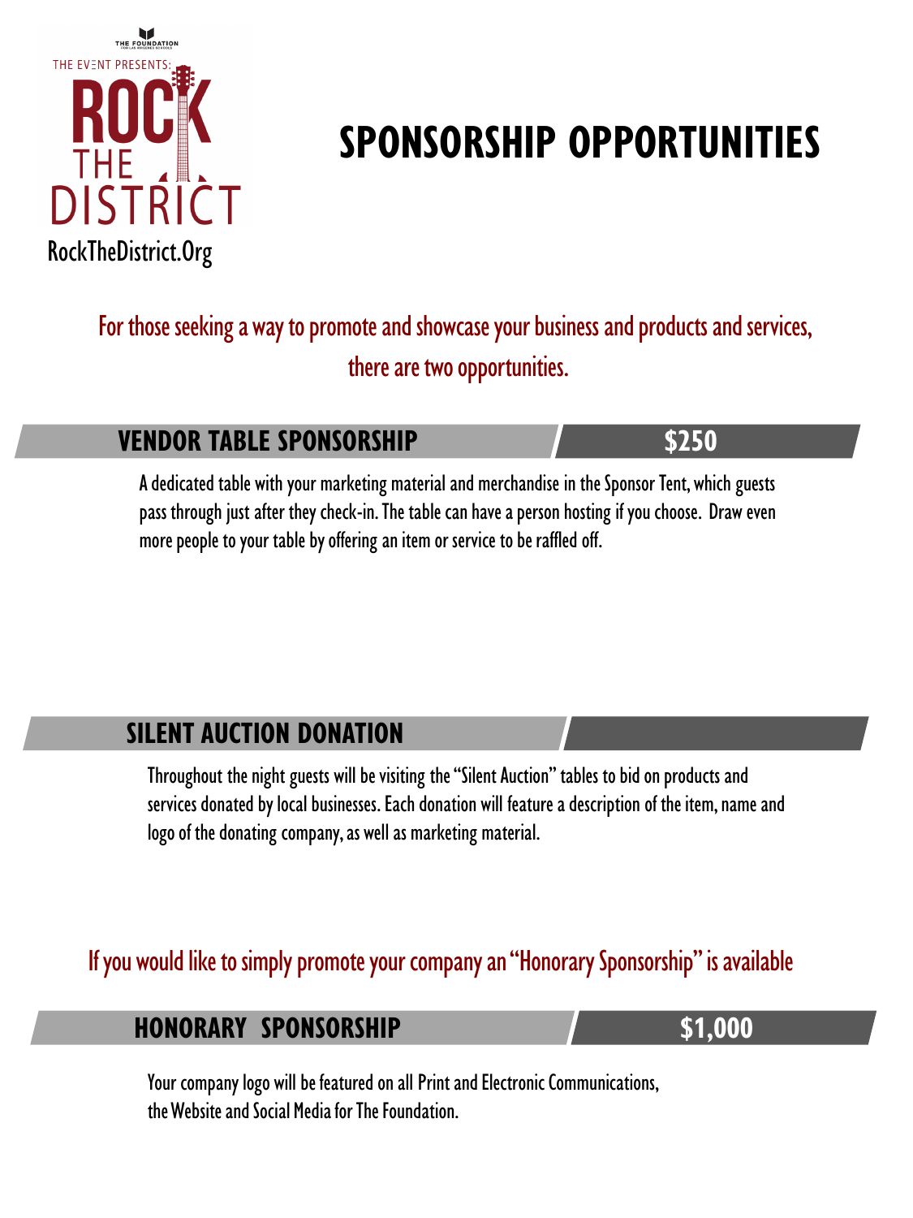THE FOUNDATION

THE EVENT PRESENTS:

ROCK THE DISTRICT

RockTheDistrict.Org

# SPONSORSHIP OPPORTUNITIES

For those seeking a way to promote and showcase your business and products and services, there are two opportunities.

## VENDOR TABLE SPONSORSHIP — $250

A dedicated table with your marketing material and merchandise in the Sponsor Tent, which guests pass through just after they check-in. The table can have a person hosting if you choose. Draw even more people to your table by offering an item or service to be raffled off.

## SILENT AUCTION DONATION

Throughout the night guests will be visiting the "Silent Auction" tables to bid on products and services donated by local businesses. Each donation will feature a description of the item, name and logo of the donating company, as well as marketing material.

If you would like to simply promote your company an "Honorary Sponsorship" is available

## HONORARY SPONSORSHIP — $1,000

Your company logo will be featured on all Print and Electronic Communications, the Website and Social Media for The Foundation.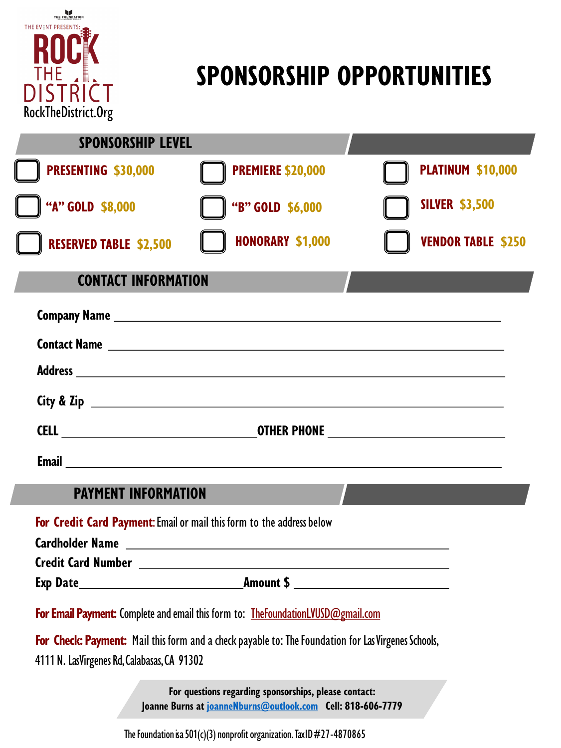THE FOUNDATION

THE EVENT PRESENTS:

ROCK THE DISTRICT

RockTheDistrict.Org

# SPONSORSHIP OPPORTUNITIES

## SPONSORSHIP LEVEL

| | | |
|---|---|---|
| ☐ **PRESENTING $30,000** | ☐ **PREMIERE $20,000** | ☐ **PLATINUM $10,000** |
| ☐ **“A” GOLD $8,000** | ☐ **“B” GOLD $6,000** | ☐ **SILVER $3,500** |
| ☐ **RESERVED TABLE $2,500** | ☐ **HONORARY $1,000** | ☐ **VENDOR TABLE $250** |

## CONTACT INFORMATION

**Company Name** ______________________________

**Contact Name** ______________________________

**Address** ______________________________

**City & Zip** ______________________________

**CELL** ______________________________ **OTHER PHONE** ______________________________

**Email** ______________________________

## PAYMENT INFORMATION

**For Credit Card Payment**: Email or mail this form to the address below

**Cardholder Name** ______________________________

**Credit Card Number** ______________________________

**Exp Date** ______________________________ **Amount $** ______________________________

**For Email Payment:** Complete and email this form to: TheFoundationLVUSD@gmail.com

**For Check: Payment:** Mail this form and a check payable to: The Foundation for Las Virgenes Schools, 4111 N. LasVirgenes Rd, Calabasas, CA 91302

**For questions regarding sponsorships, please contact:**
**Joanne Burns at joanneNburns@outlook.com Cell: 818-606-7779**

The Foundation isa 501(c)(3) nonprofit organization. Tax ID #27-4870865